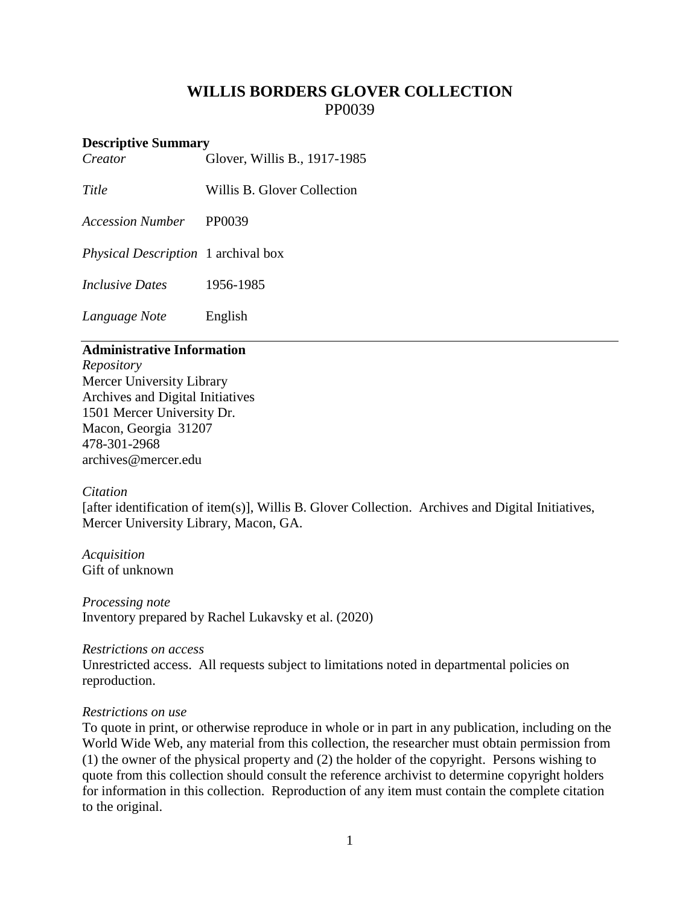# WILLIS BORDERS GLOVER COLLECTION
PP0039

**Descriptive Summary**

| | |
|---|---|
| *Creator* | Glover, Willis B., 1917-1985 |
| *Title* | Willis B. Glover Collection |
| *Accession Number* | PP0039 |
| *Physical Description* | 1 archival box |
| *Inclusive Dates* | 1956-1985 |
| *Language Note* | English |

**Administrative Information**

*Repository*
Mercer University Library
Archives and Digital Initiatives
1501 Mercer University Dr.
Macon, Georgia 31207
478-301-2968
archives@mercer.edu

*Citation*
[after identification of item(s)], Willis B. Glover Collection. Archives and Digital Initiatives, Mercer University Library, Macon, GA.

*Acquisition*
Gift of unknown

*Processing note*
Inventory prepared by Rachel Lukavsky et al. (2020)

*Restrictions on access*
Unrestricted access. All requests subject to limitations noted in departmental policies on reproduction.

*Restrictions on use*
To quote in print, or otherwise reproduce in whole or in part in any publication, including on the World Wide Web, any material from this collection, the researcher must obtain permission from (1) the owner of the physical property and (2) the holder of the copyright. Persons wishing to quote from this collection should consult the reference archivist to determine copyright holders for information in this collection. Reproduction of any item must contain the complete citation to the original.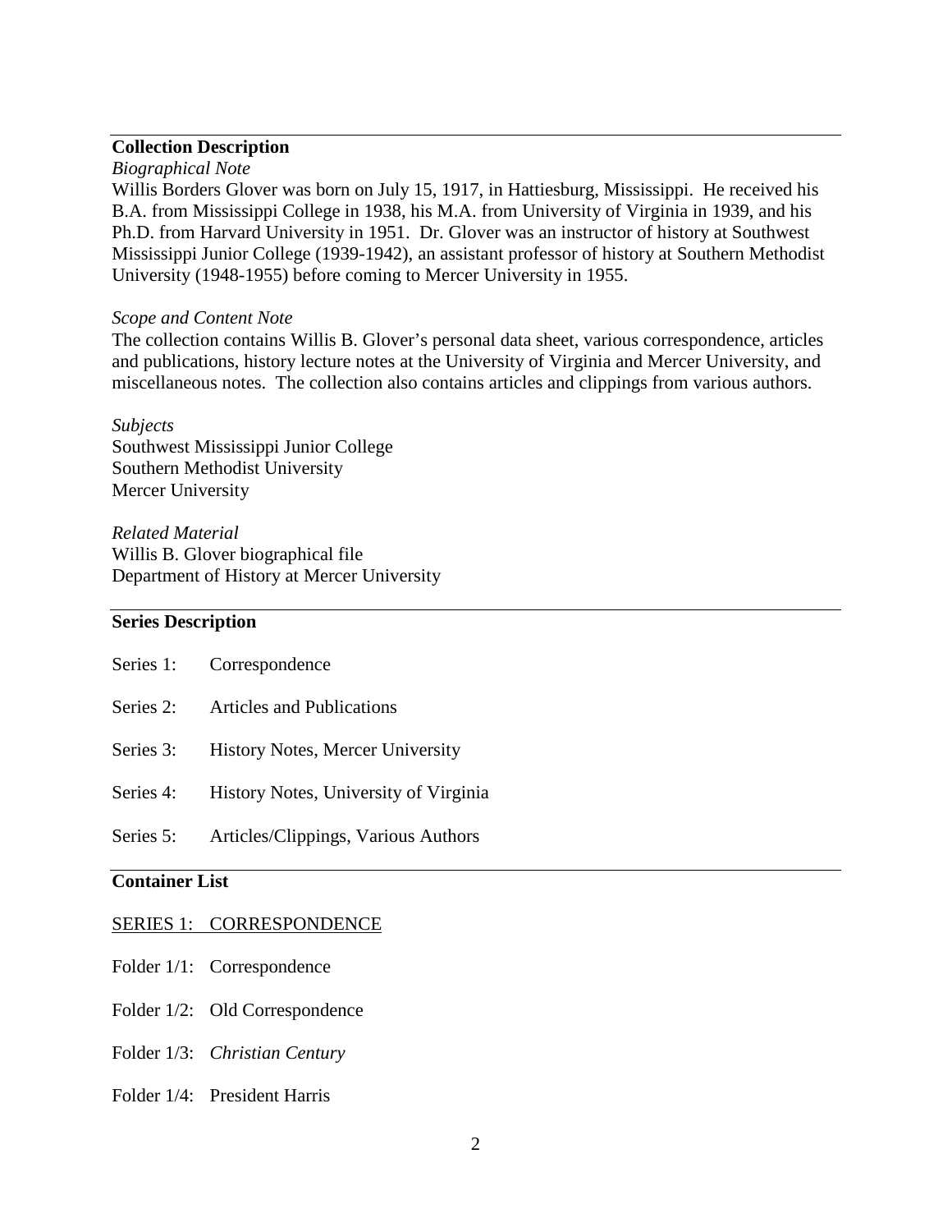## Collection Description

*Biographical Note*

Willis Borders Glover was born on July 15, 1917, in Hattiesburg, Mississippi. He received his B.A. from Mississippi College in 1938, his M.A. from University of Virginia in 1939, and his Ph.D. from Harvard University in 1951. Dr. Glover was an instructor of history at Southwest Mississippi Junior College (1939-1942), an assistant professor of history at Southern Methodist University (1948-1955) before coming to Mercer University in 1955.

*Scope and Content Note*

The collection contains Willis B. Glover's personal data sheet, various correspondence, articles and publications, history lecture notes at the University of Virginia and Mercer University, and miscellaneous notes. The collection also contains articles and clippings from various authors.

*Subjects*

Southwest Mississippi Junior College
Southern Methodist University
Mercer University

*Related Material*

Willis B. Glover biographical file
Department of History at Mercer University

## Series Description

Series 1: Correspondence

Series 2: Articles and Publications

Series 3: History Notes, Mercer University

Series 4: History Notes, University of Virginia

Series 5: Articles/Clippings, Various Authors

## Container List

SERIES 1: CORRESPONDENCE

Folder 1/1: Correspondence

Folder 1/2: Old Correspondence

Folder 1/3: *Christian Century*

Folder 1/4: President Harris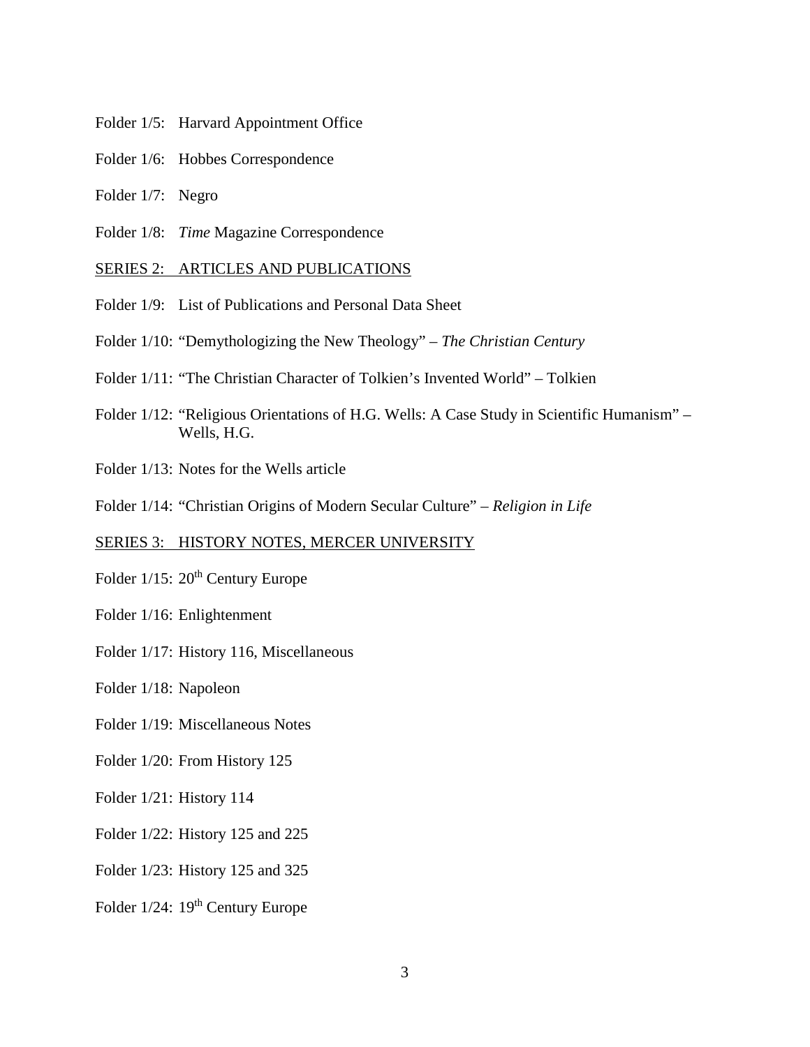Folder 1/5: Harvard Appointment Office

Folder 1/6: Hobbes Correspondence

Folder 1/7: Negro

Folder 1/8: *Time* Magazine Correspondence

<u>SERIES 2: ARTICLES AND PUBLICATIONS</u>

Folder 1/9: List of Publications and Personal Data Sheet

Folder 1/10: "Demythologizing the New Theology" – *The Christian Century*

Folder 1/11: "The Christian Character of Tolkien's Invented World" – Tolkien

Folder 1/12: "Religious Orientations of H.G. Wells: A Case Study in Scientific Humanism" – Wells, H.G.

Folder 1/13: Notes for the Wells article

Folder 1/14: "Christian Origins of Modern Secular Culture" – *Religion in Life*

<u>SERIES 3: HISTORY NOTES, MERCER UNIVERSITY</u>

Folder 1/15: 20th Century Europe

Folder 1/16: Enlightenment

Folder 1/17: History 116, Miscellaneous

Folder 1/18: Napoleon

Folder 1/19: Miscellaneous Notes

Folder 1/20: From History 125

Folder 1/21: History 114

Folder 1/22: History 125 and 225

Folder 1/23: History 125 and 325

Folder 1/24: 19th Century Europe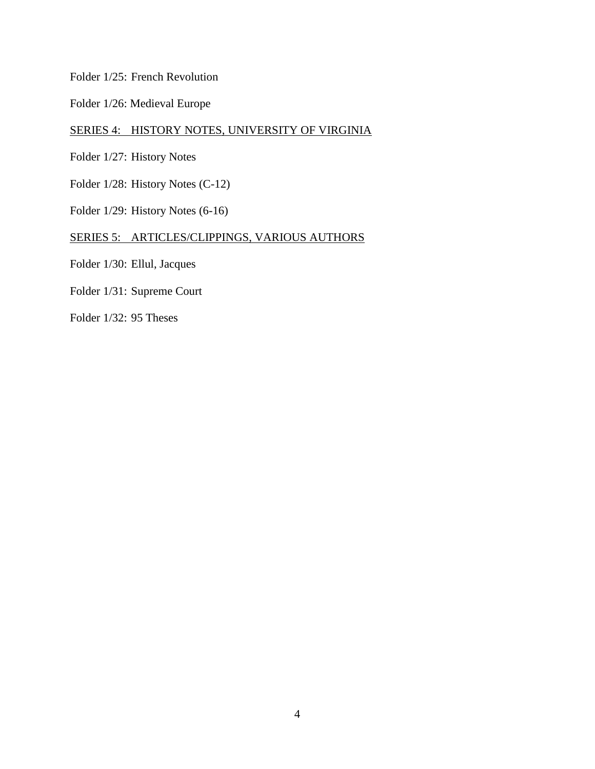Folder 1/25: French Revolution

Folder 1/26: Medieval Europe

## SERIES 4: HISTORY NOTES, UNIVERSITY OF VIRGINIA

Folder 1/27: History Notes

Folder 1/28: History Notes (C-12)

Folder 1/29: History Notes (6-16)

## SERIES 5: ARTICLES/CLIPPINGS, VARIOUS AUTHORS

Folder 1/30: Ellul, Jacques

Folder 1/31: Supreme Court

Folder 1/32: 95 Theses